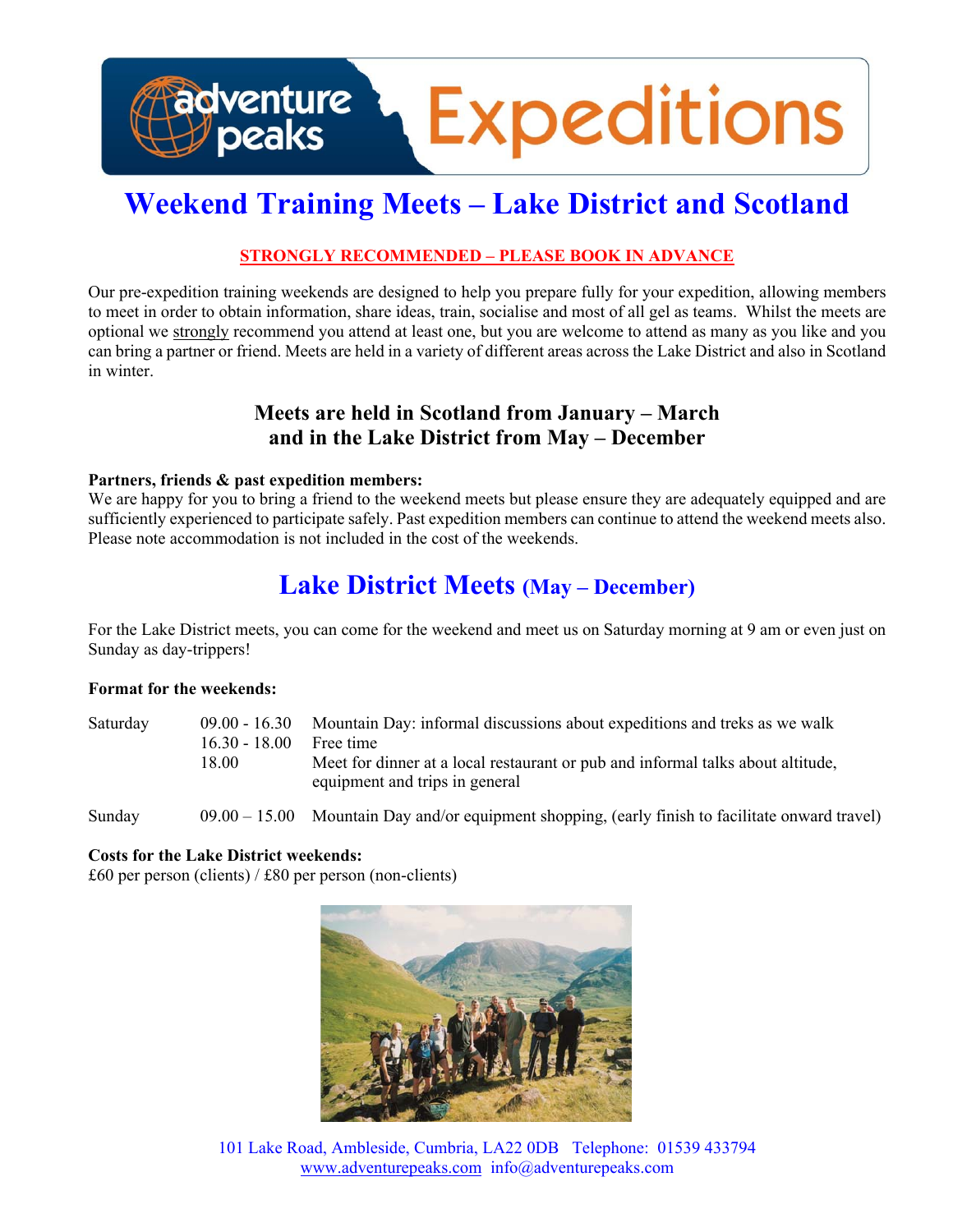# Weekend Training Meets – Lake District and Scotland

**STRONGLY RECOMMENDED – PLEASE BOOK IN ADVANCE**

Our pre-expedition training weekends are designed to help you prepare fully for your expedition, allowing members to meet in order to obtain information, share ideas, train, socialise and most of all gel as teams. Whilst the meets are optional we strongly recommend you attend at least one, but you are welcome to attend as many as you like and you can bring a partner or friend. Meets are held in a variety of different areas across the Lake District and also in Scotland in winter.

### Meets are held in Scotland from January – March and in the Lake District from May – December

**Partners, friends & past expedition members:**
We are happy for you to bring a friend to the weekend meets but please ensure they are adequately equipped and are sufficiently experienced to participate safely. Past expedition members can continue to attend the weekend meets also. Please note accommodation is not included in the cost of the weekends.

## Lake District Meets (May – December)

For the Lake District meets, you can come for the weekend and meet us on Saturday morning at 9 am or even just on Sunday as day-trippers!

**Format for the weekends:**

| | | |
|---|---|---|
| Saturday | 09.00 - 16.30 | Mountain Day: informal discussions about expeditions and treks as we walk |
| | 16.30 - 18.00 | Free time |
| | 18.00 | Meet for dinner at a local restaurant or pub and informal talks about altitude, equipment and trips in general |
| Sunday | 09.00 – 15.00 | Mountain Day and/or equipment shopping, (early finish to facilitate onward travel) |

**Costs for the Lake District weekends:**
£60 per person (clients) / £80 per person (non-clients)

101 Lake Road, Ambleside, Cumbria, LA22 0DB Telephone: 01539 433794
www.adventurepeaks.com info@adventurepeaks.com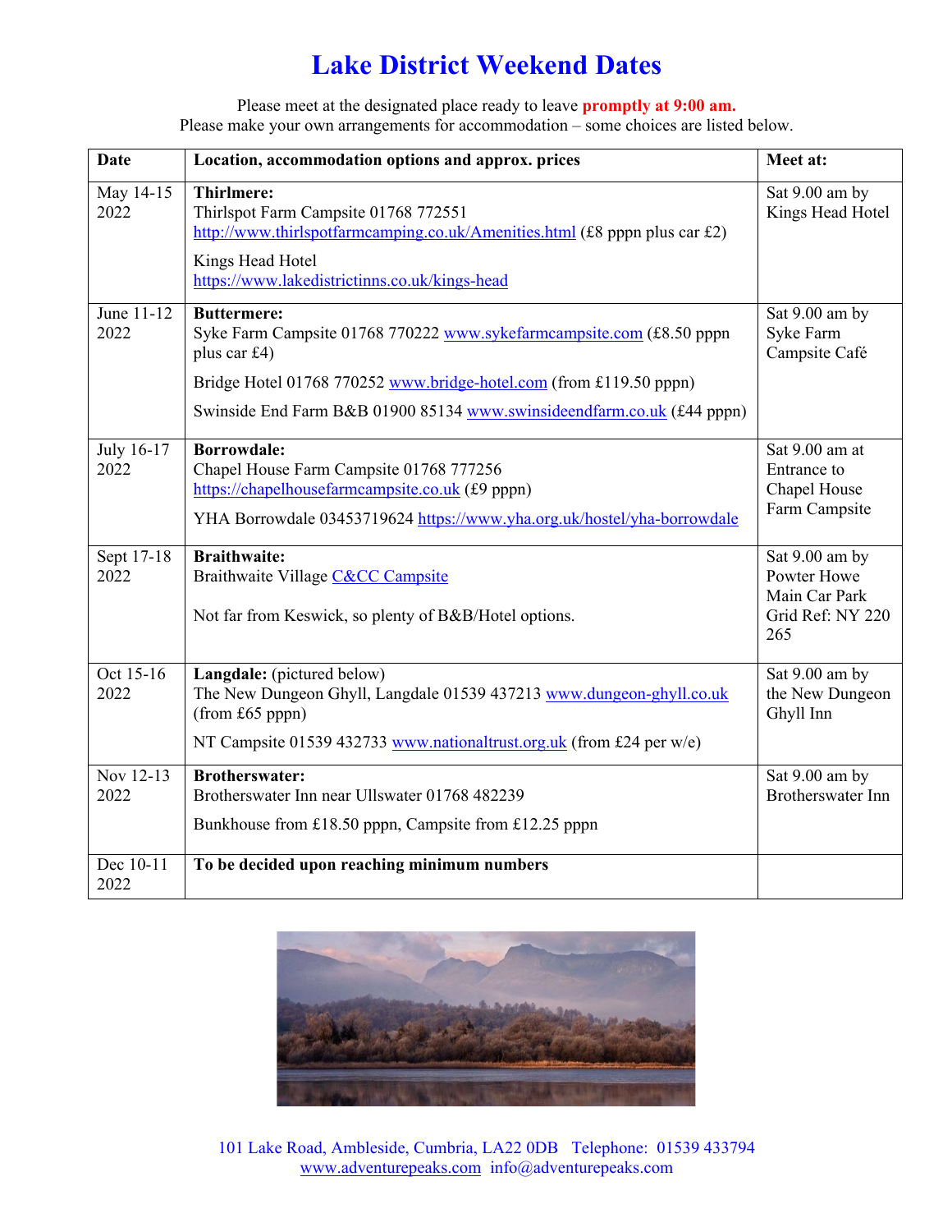# Lake District Weekend Dates

Please meet at the designated place ready to leave **promptly at 9:00 am.**
Please make your own arrangements for accommodation – some choices are listed below.

| Date | Location, accommodation options and approx. prices | Meet at: |
|---|---|---|
| May 14-15 2022 | **Thirlmere:**<br>Thirlspot Farm Campsite 01768 772551 http://www.thirlspotfarmcamping.co.uk/Amenities.html (£8 pppn plus car £2)<br><br>Kings Head Hotel https://www.lakedistrictinns.co.uk/kings-head | Sat 9.00 am by Kings Head Hotel |
| June 11-12 2022 | **Buttermere:**<br>Syke Farm Campsite 01768 770222 www.sykefarmcampsite.com (£8.50 pppn plus car £4)<br><br>Bridge Hotel 01768 770252 www.bridge-hotel.com (from £119.50 pppn)<br><br>Swinside End Farm B&B 01900 85134 www.swinsideendfarm.co.uk (£44 pppn) | Sat 9.00 am by Syke Farm Campsite Café |
| July 16-17 2022 | **Borrowdale:**<br>Chapel House Farm Campsite 01768 777256 https://chapelhousefarmcampsite.co.uk (£9 pppn)<br><br>YHA Borrowdale 03453719624 https://www.yha.org.uk/hostel/yha-borrowdale | Sat 9.00 am at Entrance to Chapel House Farm Campsite |
| Sept 17-18 2022 | **Braithwaite:**<br>Braithwaite Village C&CC Campsite<br><br>Not far from Keswick, so plenty of B&B/Hotel options. | Sat 9.00 am by Powter Howe Main Car Park Grid Ref: NY 220 265 |
| Oct 15-16 2022 | **Langdale:** (pictured below)<br>The New Dungeon Ghyll, Langdale 01539 437213 www.dungeon-ghyll.co.uk (from £65 pppn)<br><br>NT Campsite 01539 432733 www.nationaltrust.org.uk (from £24 per w/e) | Sat 9.00 am by the New Dungeon Ghyll Inn |
| Nov 12-13 2022 | **Brotherswater:**<br>Brotherswater Inn near Ullswater 01768 482239<br><br>Bunkhouse from £18.50 pppn, Campsite from £12.25 pppn | Sat 9.00 am by Brotherswater Inn |
| Dec 10-11 2022 | **To be decided upon reaching minimum numbers** | |

101 Lake Road, Ambleside, Cumbria, LA22 0DB Telephone: 01539 433794
www.adventurepeaks.com info@adventurepeaks.com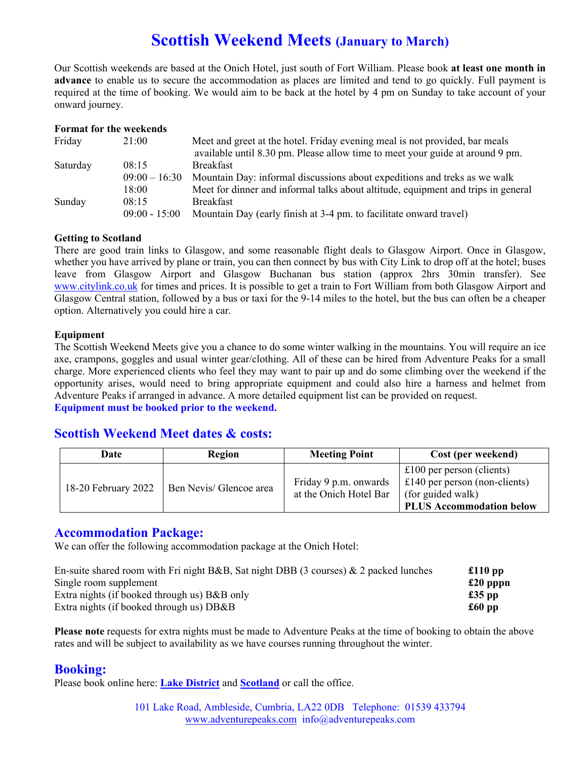# Scottish Weekend Meets (January to March)

Our Scottish weekends are based at the Onich Hotel, just south of Fort William. Please book **at least one month in advance** to enable us to secure the accommodation as places are limited and tend to go quickly. Full payment is required at the time of booking. We would aim to be back at the hotel by 4 pm on Sunday to take account of your onward journey.

**Format for the weekends**

| | | |
|---|---|---|
| Friday | 21:00 | Meet and greet at the hotel. Friday evening meal is not provided, bar meals available until 8.30 pm. Please allow time to meet your guide at around 9 pm. |
| Saturday | 08:15 | Breakfast |
| | 09:00 – 16:30 | Mountain Day: informal discussions about expeditions and treks as we walk |
| | 18:00 | Meet for dinner and informal talks about altitude, equipment and trips in general |
| Sunday | 08:15 | Breakfast |
| | 09:00 - 15:00 | Mountain Day (early finish at 3-4 pm. to facilitate onward travel) |

**Getting to Scotland**

There are good train links to Glasgow, and some reasonable flight deals to Glasgow Airport. Once in Glasgow, whether you have arrived by plane or train, you can then connect by bus with City Link to drop off at the hotel; buses leave from Glasgow Airport and Glasgow Buchanan bus station (approx 2hrs 30min transfer). See www.citylink.co.uk for times and prices. It is possible to get a train to Fort William from both Glasgow Airport and Glasgow Central station, followed by a bus or taxi for the 9-14 miles to the hotel, but the bus can often be a cheaper option. Alternatively you could hire a car.

**Equipment**

The Scottish Weekend Meets give you a chance to do some winter walking in the mountains. You will require an ice axe, crampons, goggles and usual winter gear/clothing. All of these can be hired from Adventure Peaks for a small charge. More experienced clients who feel they may want to pair up and do some climbing over the weekend if the opportunity arises, would need to bring appropriate equipment and could also hire a harness and helmet from Adventure Peaks if arranged in advance. A more detailed equipment list can be provided on request.

**Equipment must be booked prior to the weekend.**

## Scottish Weekend Meet dates & costs:

| Date | Region | Meeting Point | Cost (per weekend) |
|---|---|---|---|
| 18-20 February 2022 | Ben Nevis/ Glencoe area | Friday 9 p.m. onwards at the Onich Hotel Bar | £100 per person (clients)<br>£140 per person (non-clients)<br>(for guided walk)<br>**PLUS Accommodation below** |

## Accommodation Package:

We can offer the following accommodation package at the Onich Hotel:

| | |
|---|---|
| En-suite shared room with Fri night B&B, Sat night DBB (3 courses) & 2 packed lunches | **£110 pp** |
| Single room supplement | **£20 pppn** |
| Extra nights (if booked through us) B&B only | **£35 pp** |
| Extra nights (if booked through us) DB&B | **£60 pp** |

**Please note** requests for extra nights must be made to Adventure Peaks at the time of booking to obtain the above rates and will be subject to availability as we have courses running throughout the winter.

## Booking:

Please book online here: **Lake District** and **Scotland** or call the office.

101 Lake Road, Ambleside, Cumbria, LA22 0DB Telephone: 01539 433794
www.adventurepeaks.com info@adventurepeaks.com